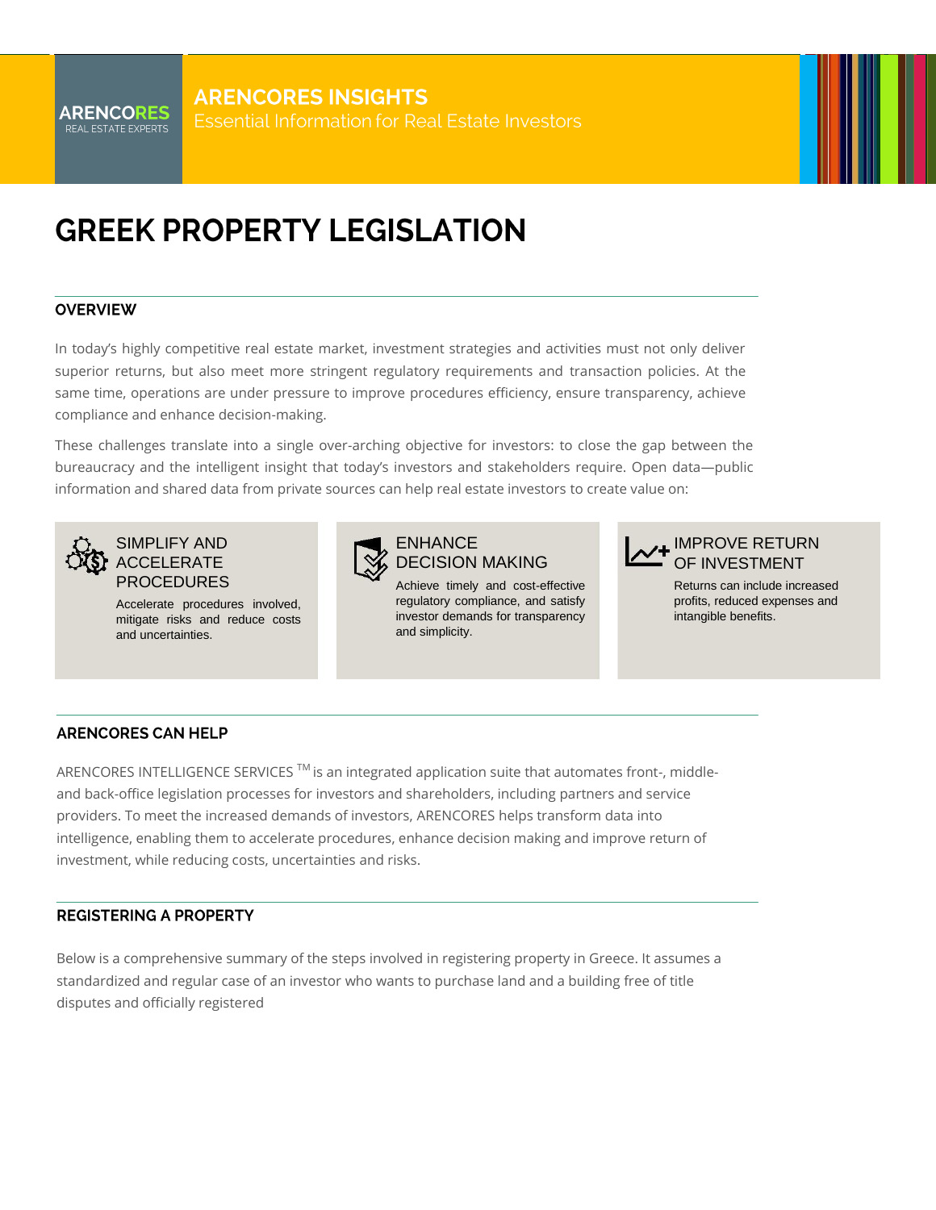ARENCORES
REAL ESTATE EXPERTS

**ARENCORES INSIGHTS**
Essential Information for Real Estate Investors

# GREEK PROPERTY LEGISLATION

## OVERVIEW

In today's highly competitive real estate market, investment strategies and activities must not only deliver superior returns, but also meet more stringent regulatory requirements and transaction policies. At the same time, operations are under pressure to improve procedures efficiency, ensure transparency, achieve compliance and enhance decision-making.

These challenges translate into a single over-arching objective for investors: to close the gap between the bureaucracy and the intelligent insight that today's investors and stakeholders require. Open data—public information and shared data from private sources can help real estate investors to create value on:

### SIMPLIFY AND ACCELERATE PROCEDURES

Accelerate procedures involved, mitigate risks and reduce costs and uncertainties.

### ENHANCE DECISION MAKING

Achieve timely and cost-effective regulatory compliance, and satisfy investor demands for transparency and simplicity.

### IMPROVE RETURN OF INVESTMENT

Returns can include increased profits, reduced expenses and intangible benefits.

## ARENCORES CAN HELP

ARENCORES INTELLIGENCE SERVICES ™ is an integrated application suite that automates front-, middle- and back-office legislation processes for investors and shareholders, including partners and service providers. To meet the increased demands of investors, ARENCORES helps transform data into intelligence, enabling them to accelerate procedures, enhance decision making and improve return of investment, while reducing costs, uncertainties and risks.

## REGISTERING A PROPERTY

Below is a comprehensive summary of the steps involved in registering property in Greece. It assumes a standardized and regular case of an investor who wants to purchase land and a building free of title disputes and officially registered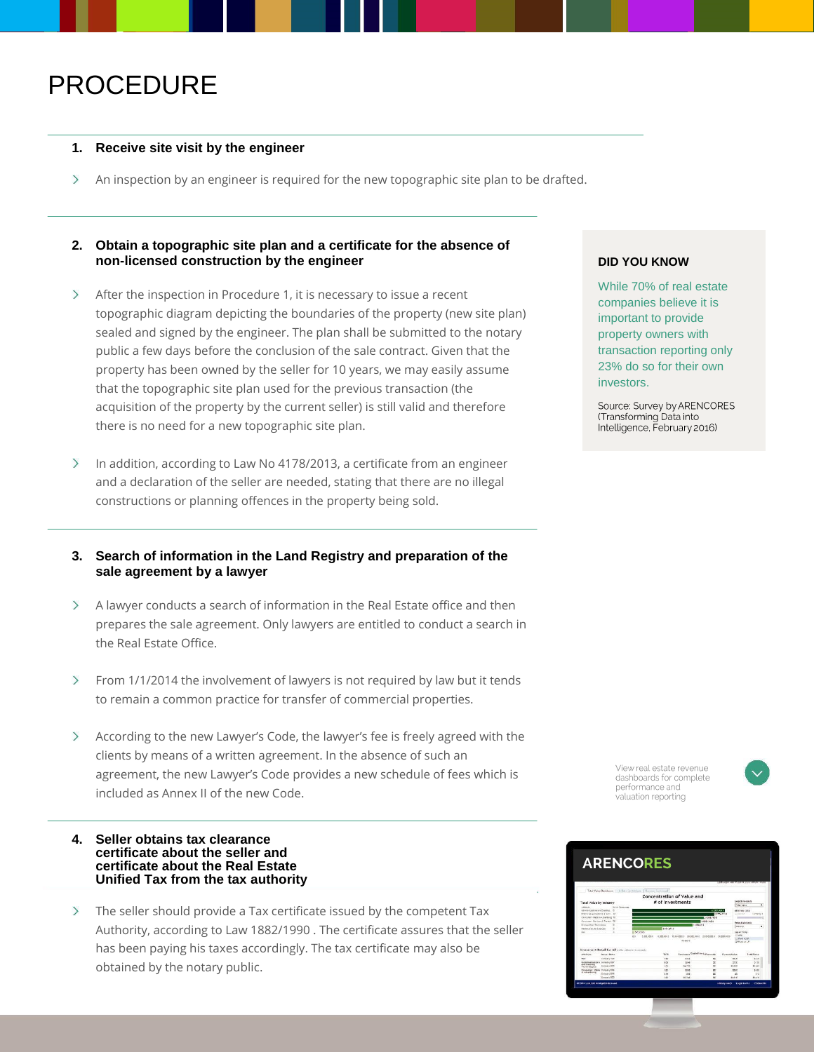# PROCEDURE

## 1. Receive site visit by the engineer

- An inspection by an engineer is required for the new topographic site plan to be drafted.

## 2. Obtain a topographic site plan and a certificate for the absence of non-licensed construction by the engineer

- After the inspection in Procedure 1, it is necessary to issue a recent topographic diagram depicting the boundaries of the property (new site plan) sealed and signed by the engineer. The plan shall be submitted to the notary public a few days before the conclusion of the sale contract. Given that the property has been owned by the seller for 10 years, we may easily assume that the topographic site plan used for the previous transaction (the acquisition of the property by the current seller) is still valid and therefore there is no need for a new topographic site plan.

- In addition, according to Law No 4178/2013, a certificate from an engineer and a declaration of the seller are needed, stating that there are no illegal constructions or planning offences in the property being sold.

## 3. Search of information in the Land Registry and preparation of the sale agreement by a lawyer

- A lawyer conducts a search of information in the Real Estate office and then prepares the sale agreement. Only lawyers are entitled to conduct a search in the Real Estate Office.

- From 1/1/2014 the involvement of lawyers is not required by law but it tends to remain a common practice for transfer of commercial properties.

- According to the new Lawyer's Code, the lawyer's fee is freely agreed with the clients by means of a written agreement. In the absence of such an agreement, the new Lawyer's Code provides a new schedule of fees which is included as Annex II of the new Code.

## 4. Seller obtains tax clearance certificate about the seller and certificate about the Real Estate Unified Tax from the tax authority

- The seller should provide a Tax certificate issued by the competent Tax Authority, according to Law 1882/1990 . The certificate assures that the seller has been paying his taxes accordingly. The tax certificate may also be obtained by the notary public.

---

**DID YOU KNOW**

While 70% of real estate companies believe it is important to provide property owners with transaction reporting only 23% do so for their own investors.

Source: Survey by ARENCORES (Transforming Data into Intelligence, February 2016)

View real estate revenue dashboards for complete performance and valuation reporting

ARENCORES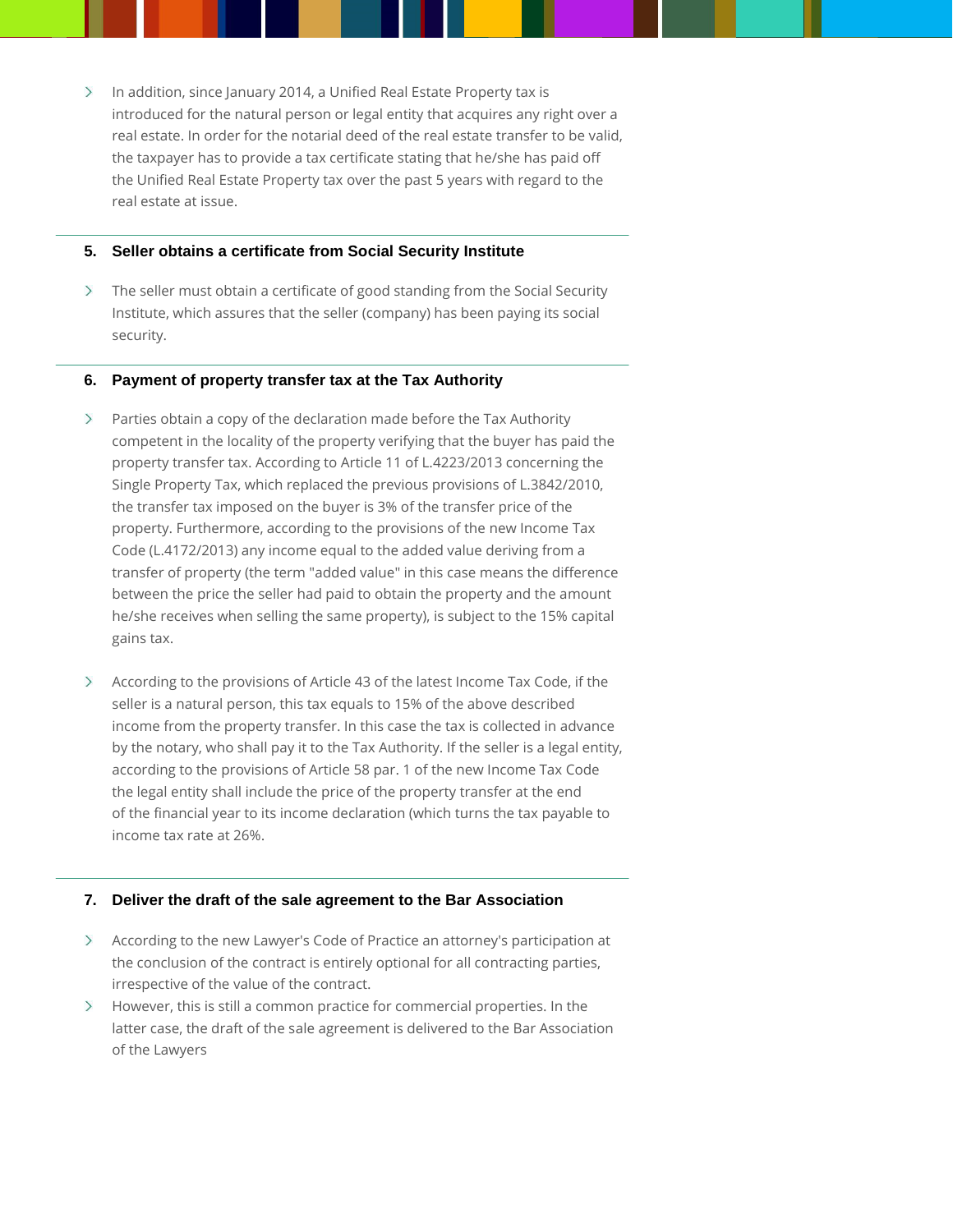- In addition, since January 2014, a Unified Real Estate Property tax is introduced for the natural person or legal entity that acquires any right over a real estate. In order for the notarial deed of the real estate transfer to be valid, the taxpayer has to provide a tax certificate stating that he/she has paid off the Unified Real Estate Property tax over the past 5 years with regard to the real estate at issue.

### 5. Seller obtains a certificate from Social Security Institute

- The seller must obtain a certificate of good standing from the Social Security Institute, which assures that the seller (company) has been paying its social security.

### 6. Payment of property transfer tax at the Tax Authority

- Parties obtain a copy of the declaration made before the Tax Authority competent in the locality of the property verifying that the buyer has paid the property transfer tax. According to Article 11 of L.4223/2013 concerning the Single Property Tax, which replaced the previous provisions of L.3842/2010, the transfer tax imposed on the buyer is 3% of the transfer price of the property. Furthermore, according to the provisions of the new Income Tax Code (L.4172/2013) any income equal to the added value deriving from a transfer of property (the term "added value" in this case means the difference between the price the seller had paid to obtain the property and the amount he/she receives when selling the same property), is subject to the 15% capital gains tax.

- According to the provisions of Article 43 of the latest Income Tax Code, if the seller is a natural person, this tax equals to 15% of the above described income from the property transfer. In this case the tax is collected in advance by the notary, who shall pay it to the Tax Authority. If the seller is a legal entity, according to the provisions of Article 58 par. 1 of the new Income Tax Code the legal entity shall include the price of the property transfer at the end of the financial year to its income declaration (which turns the tax payable to income tax rate at 26%.

### 7. Deliver the draft of the sale agreement to the Bar Association

- According to the new Lawyer's Code of Practice an attorney's participation at the conclusion of the contract is entirely optional for all contracting parties, irrespective of the value of the contract.
- However, this is still a common practice for commercial properties. In the latter case, the draft of the sale agreement is delivered to the Bar Association of the Lawyers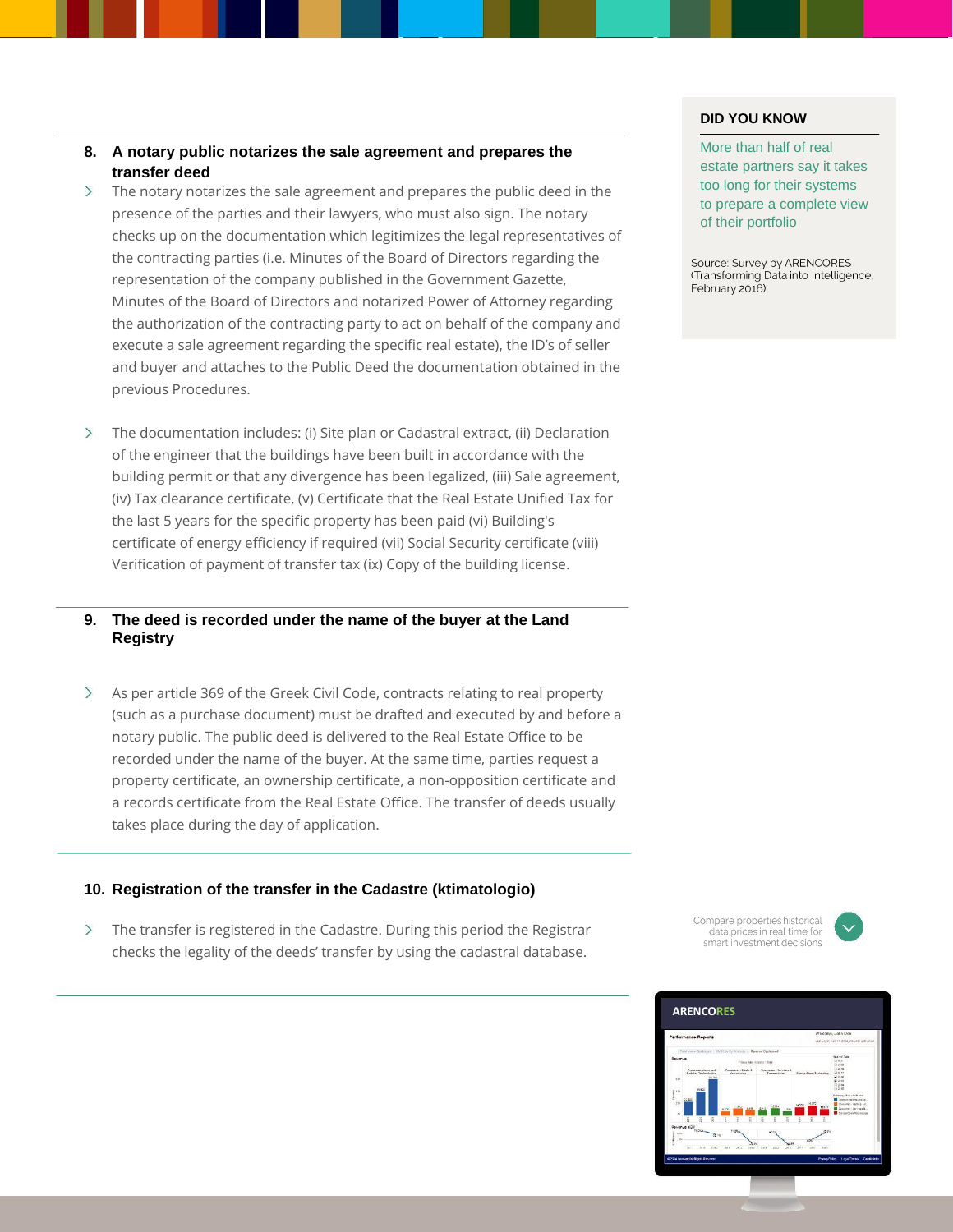## 8. A notary public notarizes the sale agreement and prepares the transfer deed

- The notary notarizes the sale agreement and prepares the public deed in the presence of the parties and their lawyers, who must also sign. The notary checks up on the documentation which legitimizes the legal representatives of the contracting parties (i.e. Minutes of the Board of Directors regarding the representation of the company published in the Government Gazette, Minutes of the Board of Directors and notarized Power of Attorney regarding the authorization of the contracting party to act on behalf of the company and execute a sale agreement regarding the specific real estate), the ID's of seller and buyer and attaches to the Public Deed the documentation obtained in the previous Procedures.

- The documentation includes: (i) Site plan or Cadastral extract, (ii) Declaration of the engineer that the buildings have been built in accordance with the building permit or that any divergence has been legalized, (iii) Sale agreement, (iv) Tax clearance certificate, (v) Certificate that the Real Estate Unified Tax for the last 5 years for the specific property has been paid (vi) Building's certificate of energy efficiency if required (vii) Social Security certificate (viii) Verification of payment of transfer tax (ix) Copy of the building license.

## 9. The deed is recorded under the name of the buyer at the Land Registry

- As per article 369 of the Greek Civil Code, contracts relating to real property (such as a purchase document) must be drafted and executed by and before a notary public. The public deed is delivered to the Real Estate Office to be recorded under the name of the buyer. At the same time, parties request a property certificate, an ownership certificate, a non-opposition certificate and a records certificate from the Real Estate Office. The transfer of deeds usually takes place during the day of application.

## 10. Registration of the transfer in the Cadastre (ktimatologio)

- The transfer is registered in the Cadastre. During this period the Registrar checks the legality of the deeds' transfer by using the cadastral database.

**DID YOU KNOW**

More than half of real estate partners say it takes too long for their systems to prepare a complete view of their portfolio

Source: Survey by ARENCORES (Transforming Data into Intelligence, February 2016)

Compare properties historical data prices in real time for smart investment decisions

ARENCORES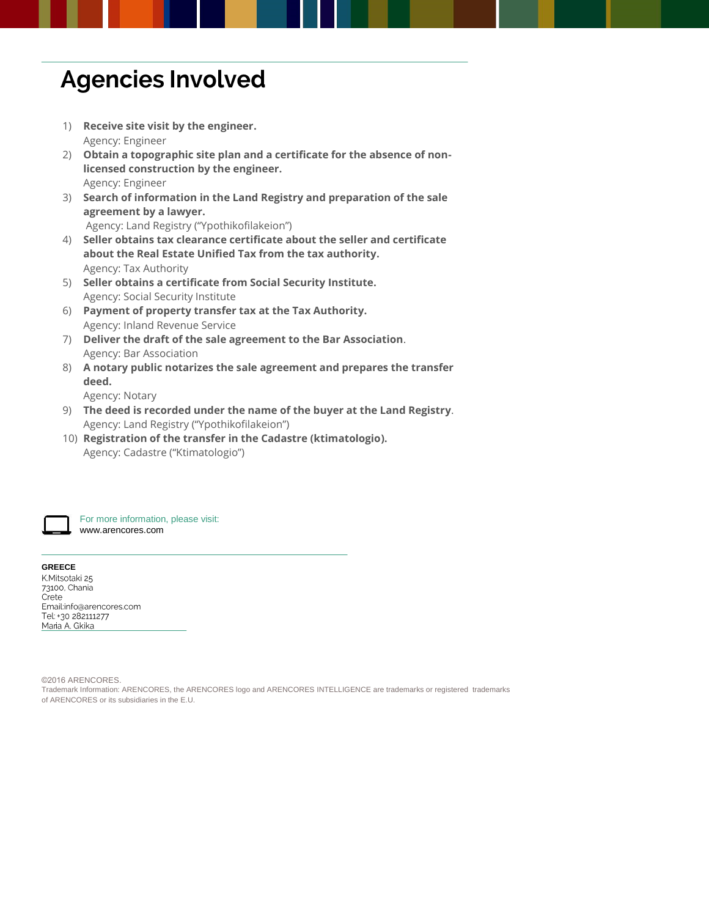# Agencies Involved

1) **Receive site visit by the engineer.**
   Agency: Engineer
2) **Obtain a topographic site plan and a certificate for the absence of non-licensed construction by the engineer.**
   Agency: Engineer
3) **Search of information in the Land Registry and preparation of the sale agreement by a lawyer.**
   Agency: Land Registry ("Ypothikofilakeion")
4) **Seller obtains tax clearance certificate about the seller and certificate about the Real Estate Unified Tax from the tax authority.**
   Agency: Tax Authority
5) **Seller obtains a certificate from Social Security Institute.**
   Agency: Social Security Institute
6) **Payment of property transfer tax at the Tax Authority.**
   Agency: Inland Revenue Service
7) **Deliver the draft of the sale agreement to the Bar Association**.
   Agency: Bar Association
8) **A notary public notarizes the sale agreement and prepares the transfer deed.**
   Agency: Notary
9) **The deed is recorded under the name of the buyer at the Land Registry**.
   Agency: Land Registry ("Ypothikofilakeion")
10) **Registration of the transfer in the Cadastre (ktimatologio).**
    Agency: Cadastre ("Ktimatologio")

For more information, please visit:
www.arencores.com

**GREECE**
K.Mitsotaki 25
73100, Chania
Crete
Email:info@arencores.com
Tel: +30 282111277
Maria A. Gkika

©2016 ARENCORES.
Trademark Information: ARENCORES, the ARENCORES logo and ARENCORES INTELLIGENCE are trademarks or registered trademarks of ARENCORES or its subsidiaries in the E.U.